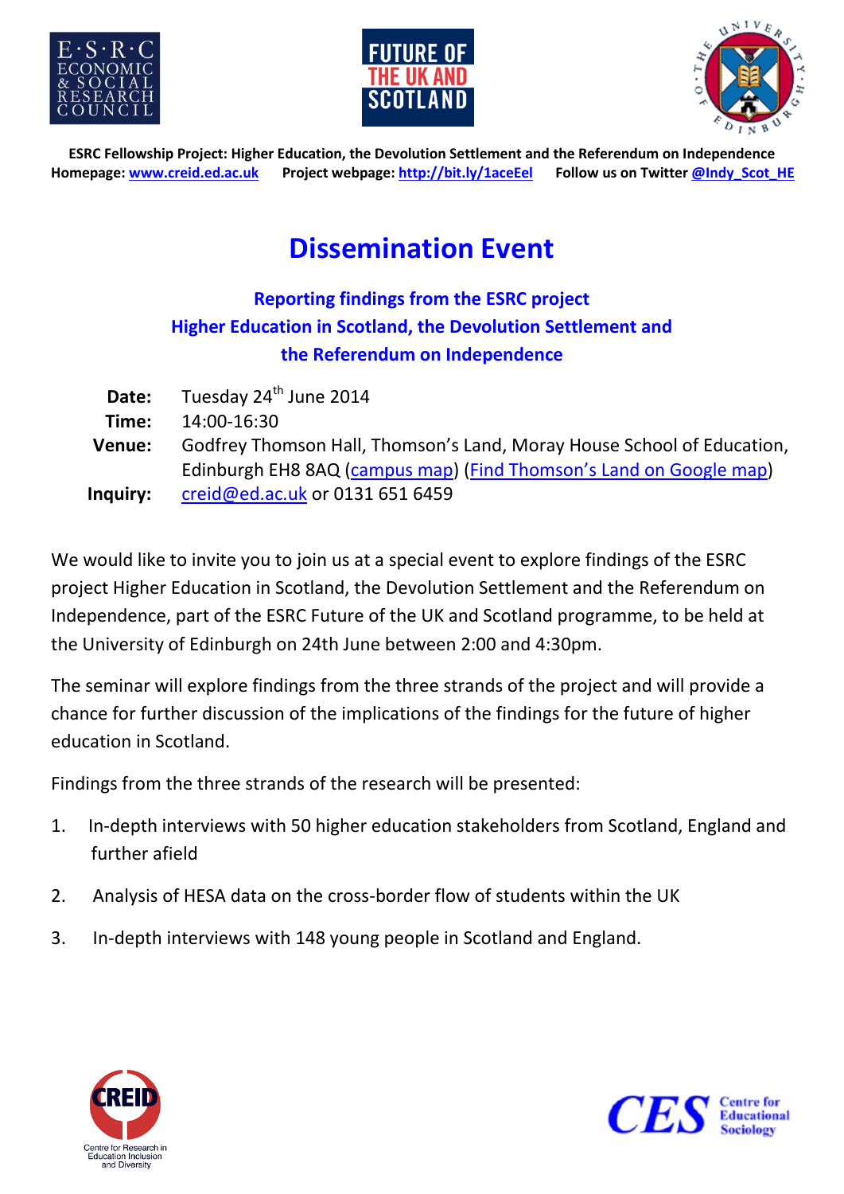**ESRC Fellowship Project: Higher Education, the Devolution Settlement and the Referendum on Independence**
**Homepage: www.creid.ed.ac.uk  Project webpage: http://bit.ly/1aceEel  Follow us on Twitter @Indy_Scot_HE**

# Dissemination Event

## Reporting findings from the ESRC project Higher Education in Scotland, the Devolution Settlement and the Referendum on Independence

**Date:** Tuesday 24th June 2014
**Time:** 14:00-16:30
**Venue:** Godfrey Thomson Hall, Thomson's Land, Moray House School of Education, Edinburgh EH8 8AQ (campus map) (Find Thomson's Land on Google map)
**Inquiry:** creid@ed.ac.uk or 0131 651 6459

We would like to invite you to join us at a special event to explore findings of the ESRC project Higher Education in Scotland, the Devolution Settlement and the Referendum on Independence, part of the ESRC Future of the UK and Scotland programme, to be held at the University of Edinburgh on 24th June between 2:00 and 4:30pm.

The seminar will explore findings from the three strands of the project and will provide a chance for further discussion of the implications of the findings for the future of higher education in Scotland.

Findings from the three strands of the research will be presented:

1. In-depth interviews with 50 higher education stakeholders from Scotland, England and further afield
2. Analysis of HESA data on the cross-border flow of students within the UK
3. In-depth interviews with 148 young people in Scotland and England.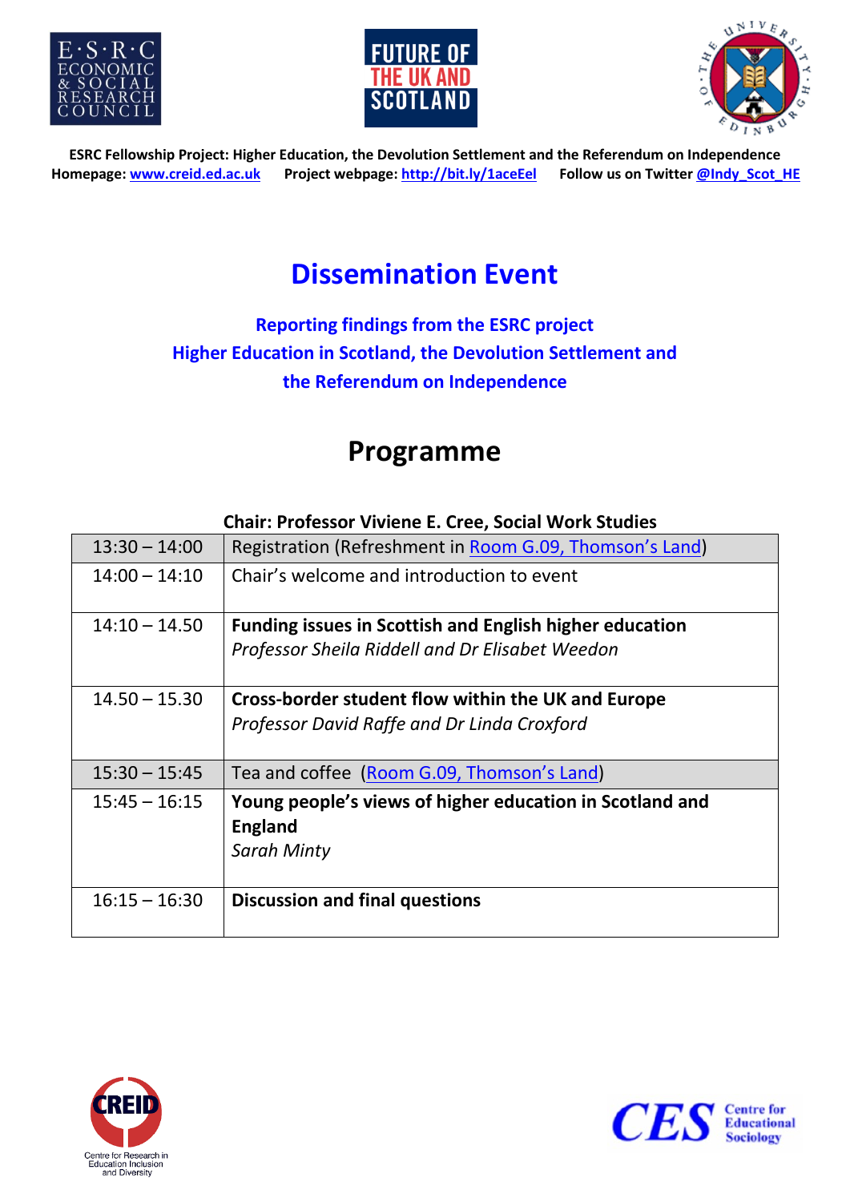**ESRC Fellowship Project: Higher Education, the Devolution Settlement and the Referendum on Independence**
**Homepage: www.creid.ed.ac.uk    Project webpage: http://bit.ly/1aceEel    Follow us on Twitter @Indy_Scot_HE**

# Dissemination Event

## Reporting findings from the ESRC project Higher Education in Scotland, the Devolution Settlement and the Referendum on Independence

# Programme

**Chair: Professor Viviene E. Cree, Social Work Studies**

| | |
|---|---|
| 13:30 – 14:00 | Registration (Refreshment in Room G.09, Thomson's Land) |
| 14:00 – 14:10 | Chair's welcome and introduction to event |
| 14:10 – 14.50 | **Funding issues in Scottish and English higher education** *Professor Sheila Riddell and Dr Elisabet Weedon* |
| 14.50 – 15.30 | **Cross-border student flow within the UK and Europe** *Professor David Raffe and Dr Linda Croxford* |
| 15:30 – 15:45 | Tea and coffee (Room G.09, Thomson's Land) |
| 15:45 – 16:15 | **Young people's views of higher education in Scotland and England** *Sarah Minty* |
| 16:15 – 16:30 | **Discussion and final questions** |